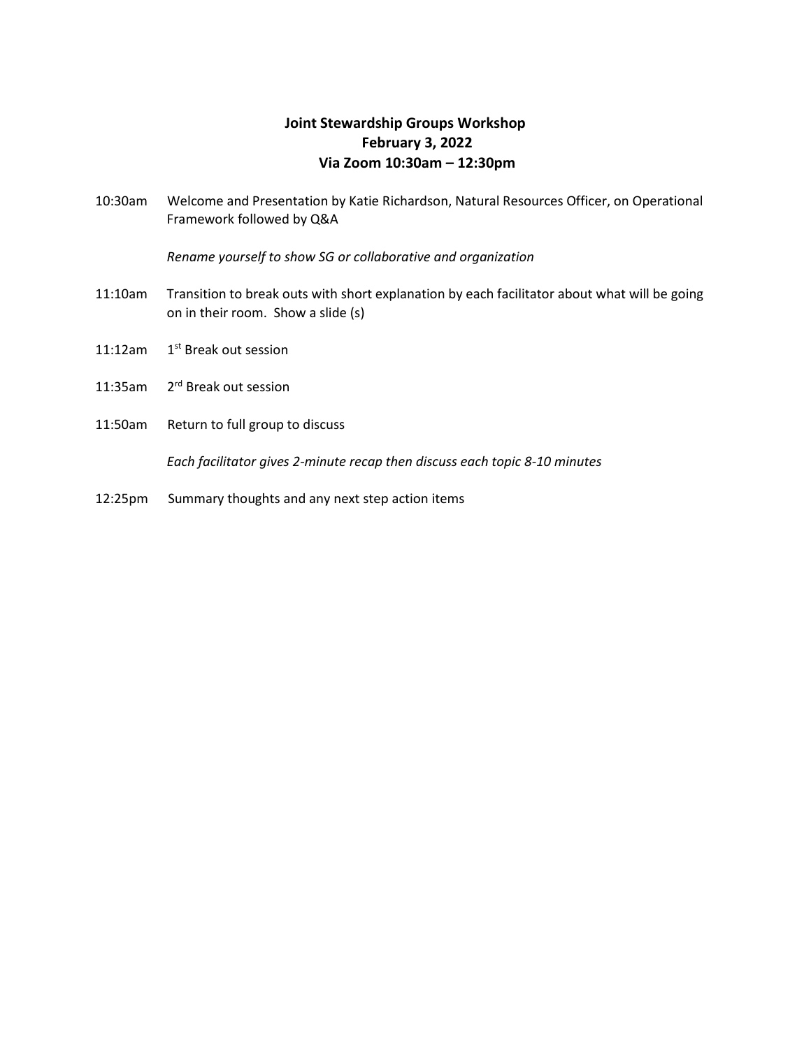# Joint Stewardship Groups Workshop
## February 3, 2022
## Via Zoom 10:30am – 12:30pm

10:30am Welcome and Presentation by Katie Richardson, Natural Resources Officer, on Operational Framework followed by Q&A

*Rename yourself to show SG or collaborative and organization*

11:10am Transition to break outs with short explanation by each facilitator about what will be going on in their room. Show a slide (s)

11:12am 1st Break out session

11:35am 2rd Break out session

11:50am Return to full group to discuss

*Each facilitator gives 2-minute recap then discuss each topic 8-10 minutes*

12:25pm Summary thoughts and any next step action items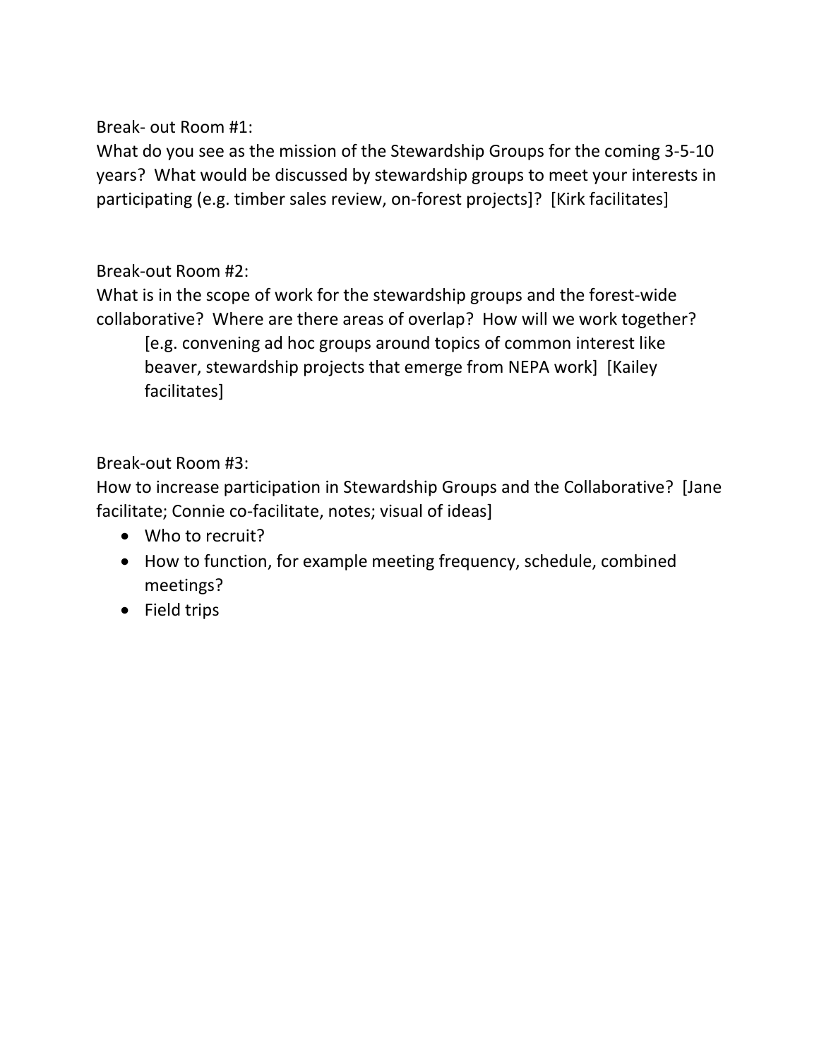Break- out Room #1:

What do you see as the mission of the Stewardship Groups for the coming 3-5-10 years? What would be discussed by stewardship groups to meet your interests in participating (e.g. timber sales review, on-forest projects]? [Kirk facilitates]

Break-out Room #2:

What is in the scope of work for the stewardship groups and the forest-wide collaborative? Where are there areas of overlap? How will we work together?

> [e.g. convening ad hoc groups around topics of common interest like beaver, stewardship projects that emerge from NEPA work] [Kailey facilitates]

Break-out Room #3:

How to increase participation in Stewardship Groups and the Collaborative? [Jane facilitate; Connie co-facilitate, notes; visual of ideas]

- Who to recruit?
- How to function, for example meeting frequency, schedule, combined meetings?
- Field trips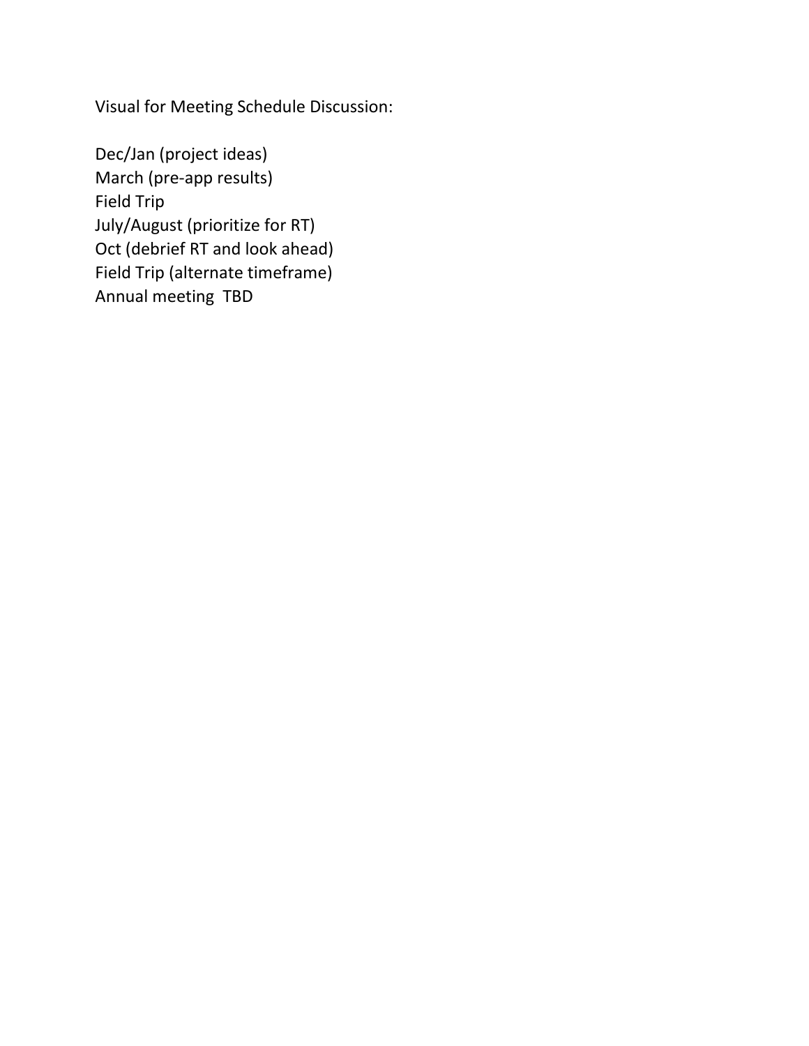Visual for Meeting Schedule Discussion:

Dec/Jan (project ideas)
March (pre-app results)
Field Trip
July/August (prioritize for RT)
Oct (debrief RT and look ahead)
Field Trip (alternate timeframe)
Annual meeting  TBD